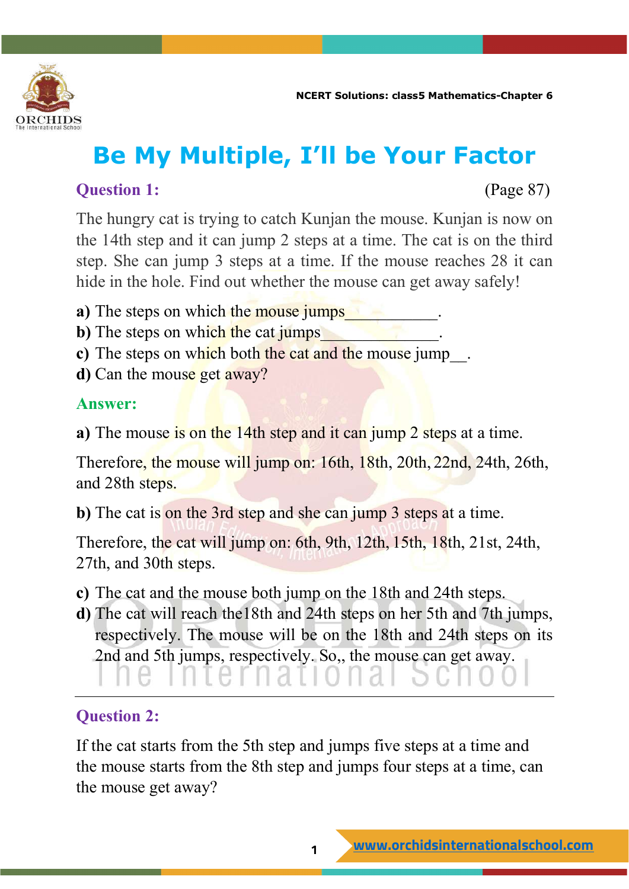# Be My Multiple, I'll be Your Factor

**Question 1:** (Page 87)

The hungry cat is trying to catch Kunjan the mouse. Kunjan is now on the 14th step and it can jump 2 steps at a time. The cat is on the third step. She can jump 3 steps at a time. If the mouse reaches 28 it can hide in the hole. Find out whether the mouse can get away safely!

**a)** The steps on which the mouse jumps___________.
**b)** The steps on which the cat jumps_____________.
**c)** The steps on which both the cat and the mouse jump__.
**d)** Can the mouse get away?

**Answer:**

**a)** The mouse is on the 14th step and it can jump 2 steps at a time.

Therefore, the mouse will jump on: 16th, 18th, 20th, 22nd, 24th, 26th, and 28th steps.

**b)** The cat is on the 3rd step and she can jump 3 steps at a time.

Therefore, the cat will jump on: 6th, 9th, 12th, 15th, 18th, 21st, 24th, 27th, and 30th steps.

**c)** The cat and the mouse both jump on the 18th and 24th steps.
**d)** The cat will reach the18th and 24th steps on her 5th and 7th jumps, respectively. The mouse will be on the 18th and 24th steps on its 2nd and 5th jumps, respectively. So,, the mouse can get away.

---

**Question 2:**

If the cat starts from the 5th step and jumps five steps at a time and the mouse starts from the 8th step and jumps four steps at a time, can the mouse get away?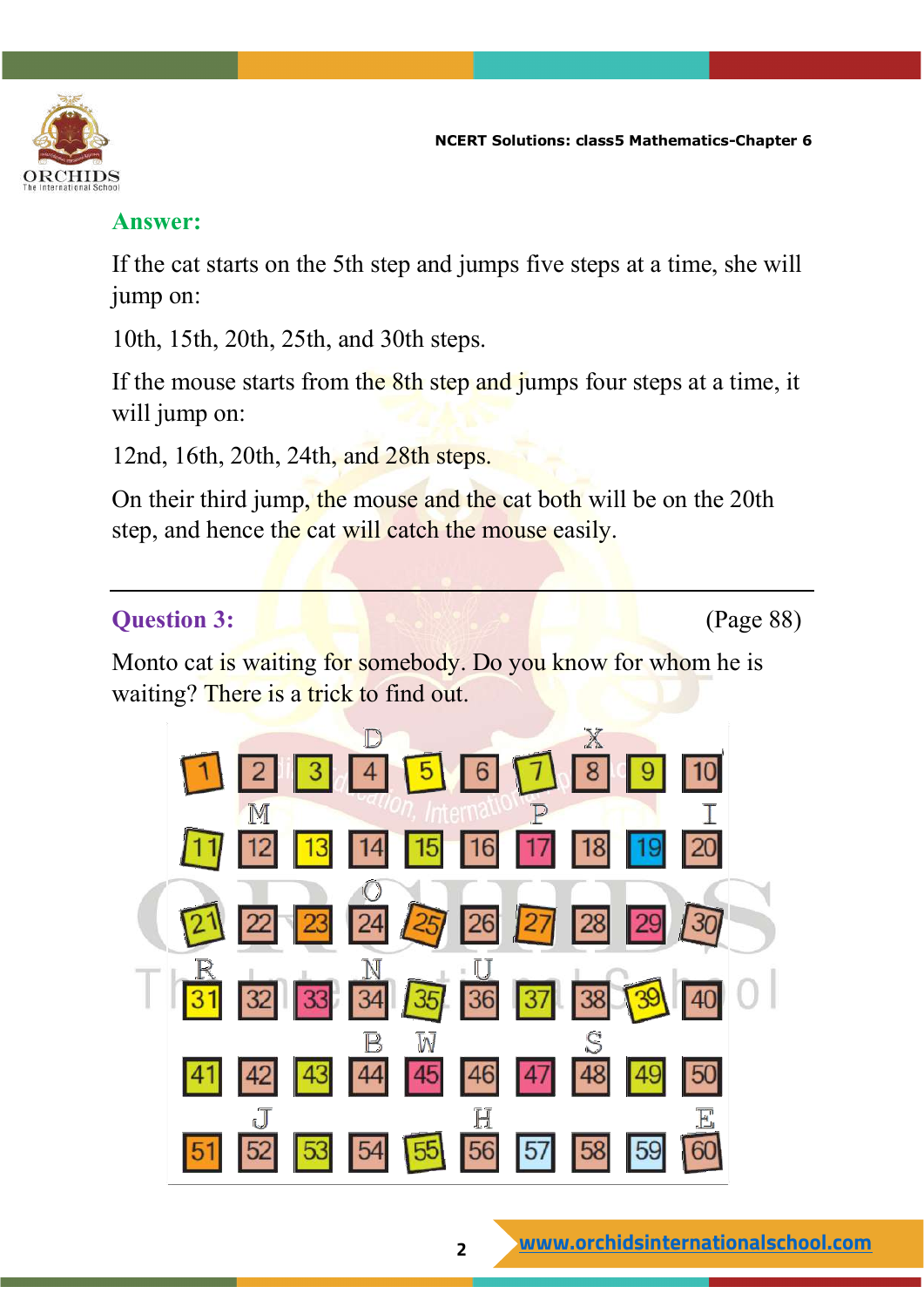## Answer:

If the cat starts on the 5th step and jumps five steps at a time, she will jump on:

10th, 15th, 20th, 25th, and 30th steps.

If the mouse starts from the 8th step and jumps four steps at a time, it will jump on:

12nd, 16th, 20th, 24th, and 28th steps.

On their third jump, the mouse and the cat both will be on the 20th step, and hence the cat will catch the mouse easily.

---

## Question 3: (Page 88)

Monto cat is waiting for somebody. Do you know for whom he is waiting? There is a trick to find out.

| | | | | | | | | | |
|---|---|---|---|---|---|---|---|---|---|
| 1 | 2 | 3 | D 4 | 5 | 6 | 7 | X 8 | 9 | 10 |
| 11 | M 12 | 13 | 14 | 15 | 16 | P 17 | 18 | 19 | I 20 |
| 21 | 22 | 23 | O 24 | 25 | 26 | 27 | 28 | 29 | 30 |
| R 31 | 32 | 33 | N 34 | 35 | U 36 | 37 | 38 | 39 | 40 |
| 41 | 42 | 43 | B 44 | W 45 | 46 | 47 | S 48 | 49 | 50 |
| 51 | J 52 | 53 | 54 | 55 | H 56 | 57 | 58 | 59 | E 60 |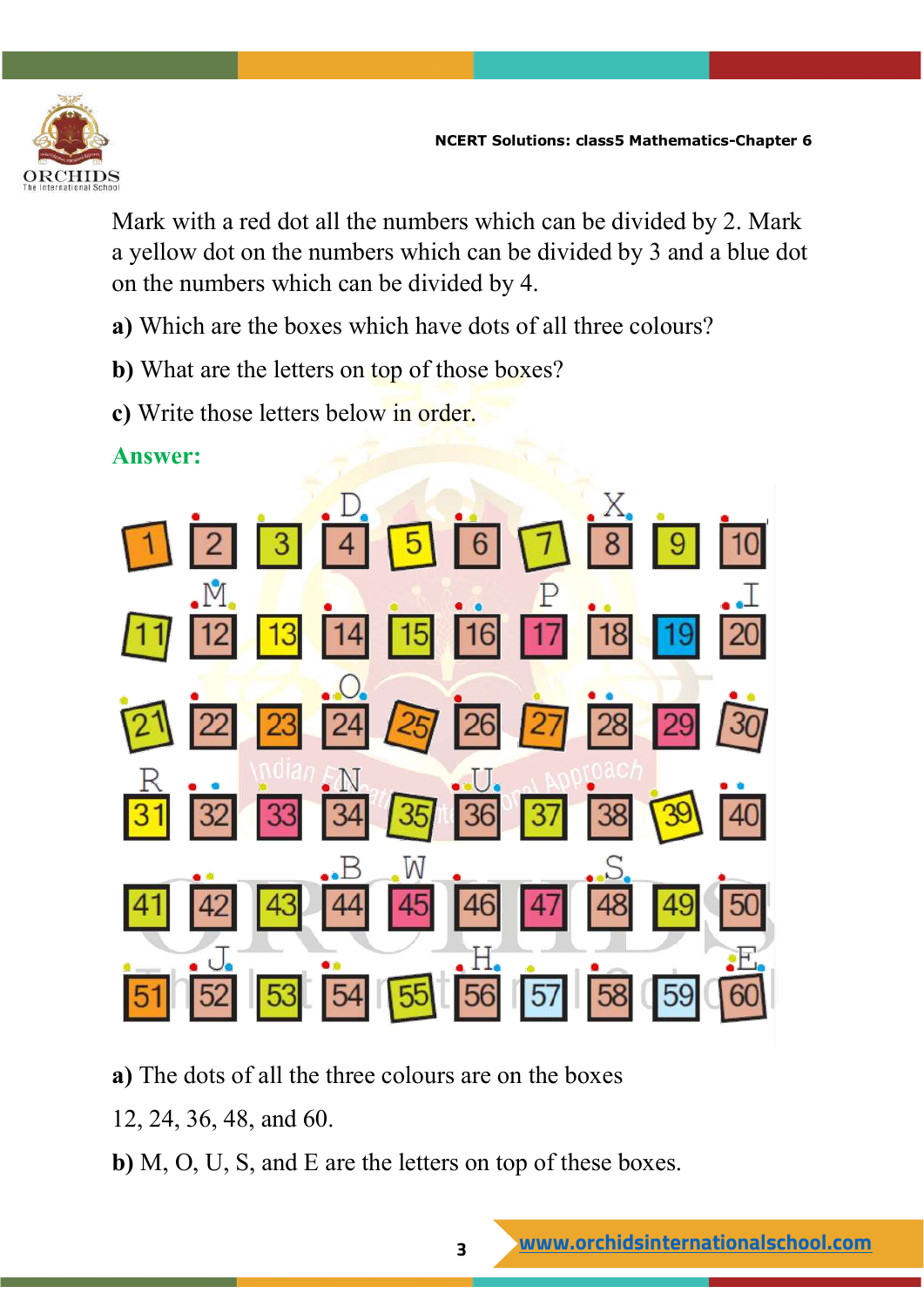Mark with a red dot all the numbers which can be divided by 2. Mark a yellow dot on the numbers which can be divided by 3 and a blue dot on the numbers which can be divided by 4.

**a)** Which are the boxes which have dots of all three colours?

**b)** What are the letters on top of those boxes?

**c)** Write those letters below in order.

**Answer:**

| | | | | | | | | | |
|---|---|---|---|---|---|---|---|---|---|
| 1 | 2 | 3 | D 4 | 5 | 6 | 7 | X 8 | 9 | 10 |
| 11 | M 12 | 13 | 14 | 15 | 16 | P 17 | 18 | 19 | I 20 |
| 21 | 22 | 23 | O 24 | 25 | 26 | 27 | 28 | 29 | 30 |
| R 31 | 32 | 33 | N 34 | 35 | U 36 | 37 | 38 | 39 | 40 |
| 41 | 42 | 43 | B 44 | W 45 | 46 | 47 | S 48 | 49 | 50 |
| 51 | J 52 | 53 | 54 | 55 | H 56 | 57 | 58 | 59 | E 60 |

**a)** The dots of all the three colours are on the boxes 12, 24, 36, 48, and 60.

**b)** M, O, U, S, and E are the letters on top of these boxes.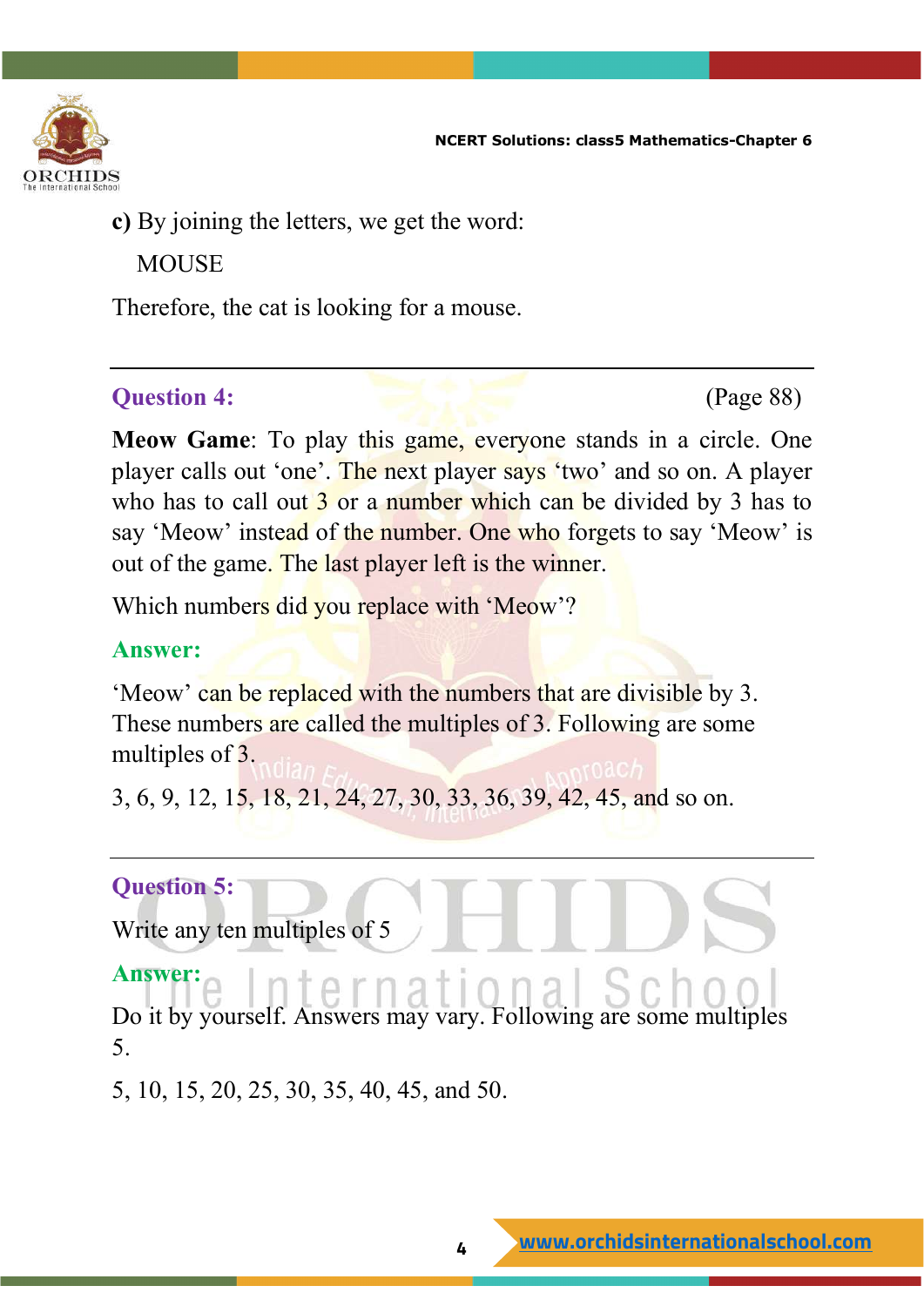**c)** By joining the letters, we get the word:

MOUSE

Therefore, the cat is looking for a mouse.

---

### Question 4: (Page 88)

**Meow Game**: To play this game, everyone stands in a circle. One player calls out 'one'. The next player says 'two' and so on. A player who has to call out 3 or a number which can be divided by 3 has to say 'Meow' instead of the number. One who forgets to say 'Meow' is out of the game. The last player left is the winner.

Which numbers did you replace with 'Meow'?

### Answer:

'Meow' can be replaced with the numbers that are divisible by 3. These numbers are called the multiples of 3. Following are some multiples of 3.

3, 6, 9, 12, 15, 18, 21, 24, 27, 30, 33, 36, 39, 42, 45, and so on.

---

### Question 5:

Write any ten multiples of 5

### Answer:

Do it by yourself. Answers may vary. Following are some multiples 5.

5, 10, 15, 20, 25, 30, 35, 40, 45, and 50.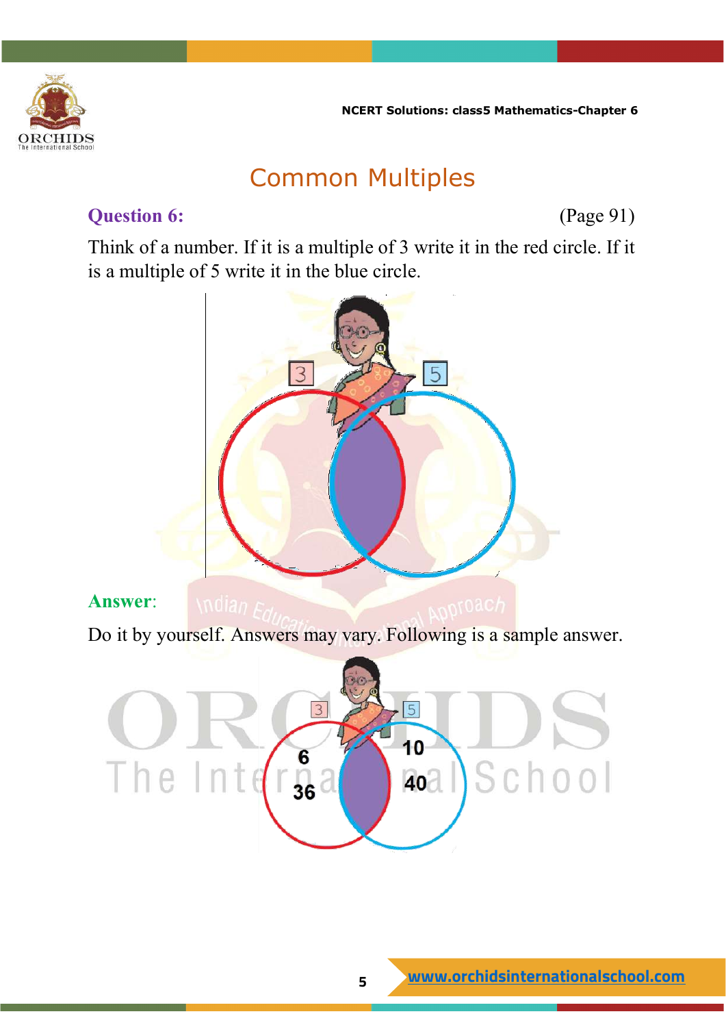# Common Multiples

**Question 6:** (Page 91)

Think of a number. If it is a multiple of 3 write it in the red circle. If it is a multiple of 5 write it in the blue circle.

**Answer**:

Do it by yourself. Answers may vary. Following is a sample answer.

3: 6, 36

5: 10, 40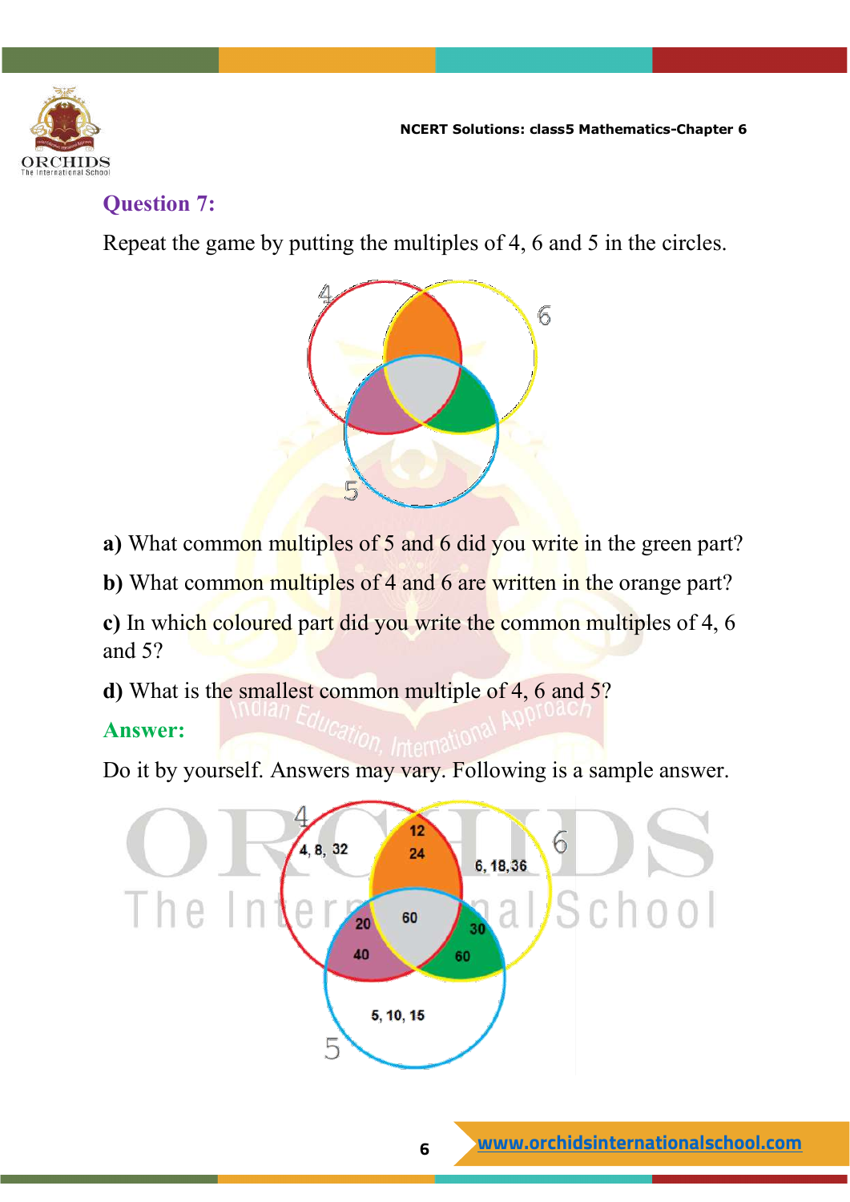## Question 7:

Repeat the game by putting the multiples of 4, 6 and 5 in the circles.

**a)** What common multiples of 5 and 6 did you write in the green part?

**b)** What common multiples of 4 and 6 are written in the orange part?

**c)** In which coloured part did you write the common multiples of 4, 6 and 5?

**d)** What is the smallest common multiple of 4, 6 and 5?

## Answer:

Do it by yourself. Answers may vary. Following is a sample answer.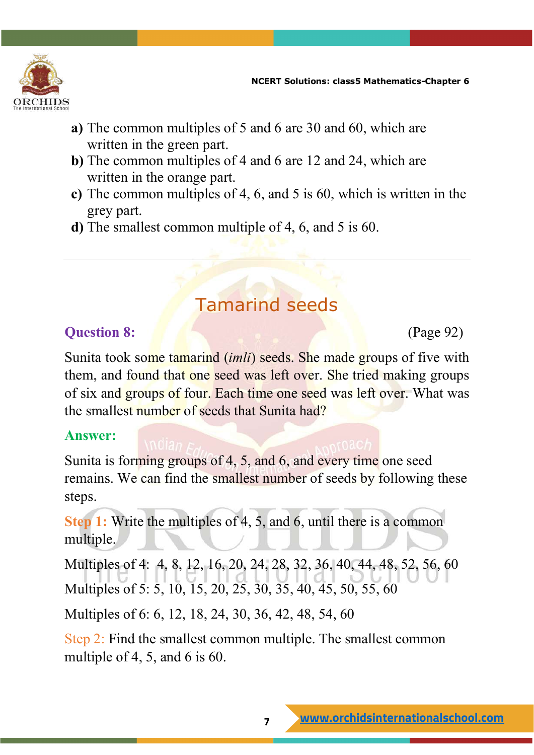**a)** The common multiples of 5 and 6 are 30 and 60, which are written in the green part.
**b)** The common multiples of 4 and 6 are 12 and 24, which are written in the orange part.
**c)** The common multiples of 4, 6, and 5 is 60, which is written in the grey part.
**d)** The smallest common multiple of 4, 6, and 5 is 60.

---

## Tamarind seeds

**Question 8:** (Page 92)

Sunita took some tamarind (*imli*) seeds. She made groups of five with them, and found that one seed was left over. She tried making groups of six and groups of four. Each time one seed was left over. What was the smallest number of seeds that Sunita had?

**Answer:**

Sunita is forming groups of 4, 5, and 6, and every time one seed remains. We can find the smallest number of seeds by following these steps.

**Step 1:** Write the multiples of 4, 5, and 6, until there is a common multiple.

Multiples of 4: 4, 8, 12, 16, 20, 24, 28, 32, 36, 40, 44, 48, 52, 56, 60

Multiples of 5: 5, 10, 15, 20, 25, 30, 35, 40, 45, 50, 55, 60

Multiples of 6: 6, 12, 18, 24, 30, 36, 42, 48, 54, 60

Step 2: Find the smallest common multiple. The smallest common multiple of 4, 5, and 6 is 60.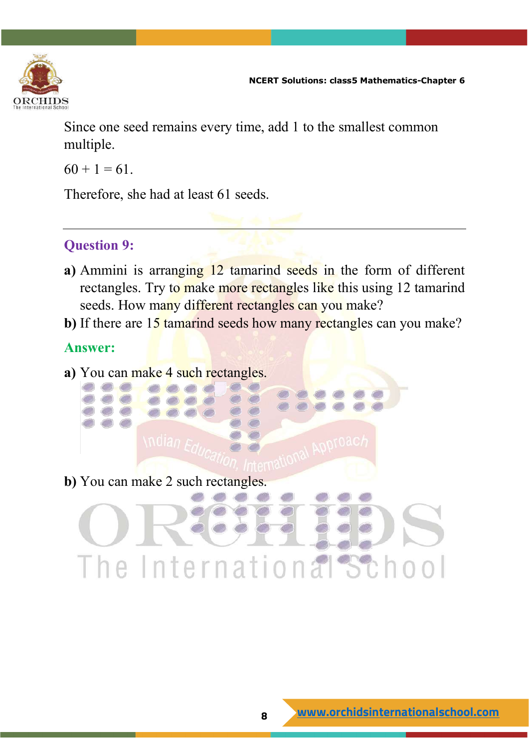Since one seed remains every time, add 1 to the smallest common multiple.

60 + 1 = 61.

Therefore, she had at least 61 seeds.

---

### Question 9:

**a)** Ammini is arranging 12 tamarind seeds in the form of different rectangles. Try to make more rectangles like this using 12 tamarind seeds. How many different rectangles can you make?

**b)** If there are 15 tamarind seeds how many rectangles can you make?

### Answer:

**a)** You can make 4 such rectangles.

**b)** You can make 2 such rectangles.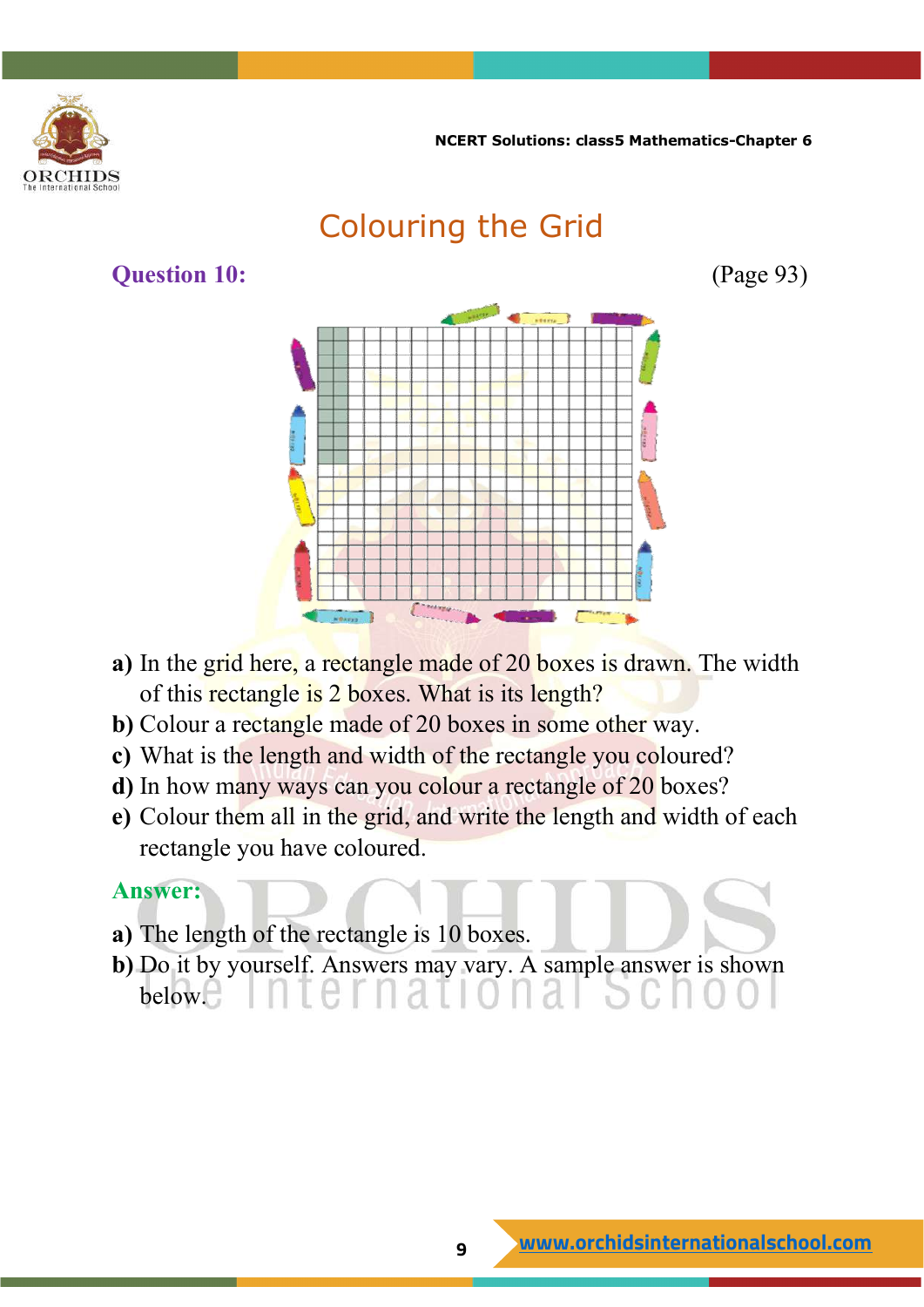# Colouring the Grid

**Question 10:** (Page 93)

a) In the grid here, a rectangle made of 20 boxes is drawn. The width of this rectangle is 2 boxes. What is its length?

b) Colour a rectangle made of 20 boxes in some other way.

c) What is the length and width of the rectangle you coloured?

d) In how many ways can you colour a rectangle of 20 boxes?

e) Colour them all in the grid, and write the length and width of each rectangle you have coloured.

**Answer:**

a) The length of the rectangle is 10 boxes.

b) Do it by yourself. Answers may vary. A sample answer is shown below.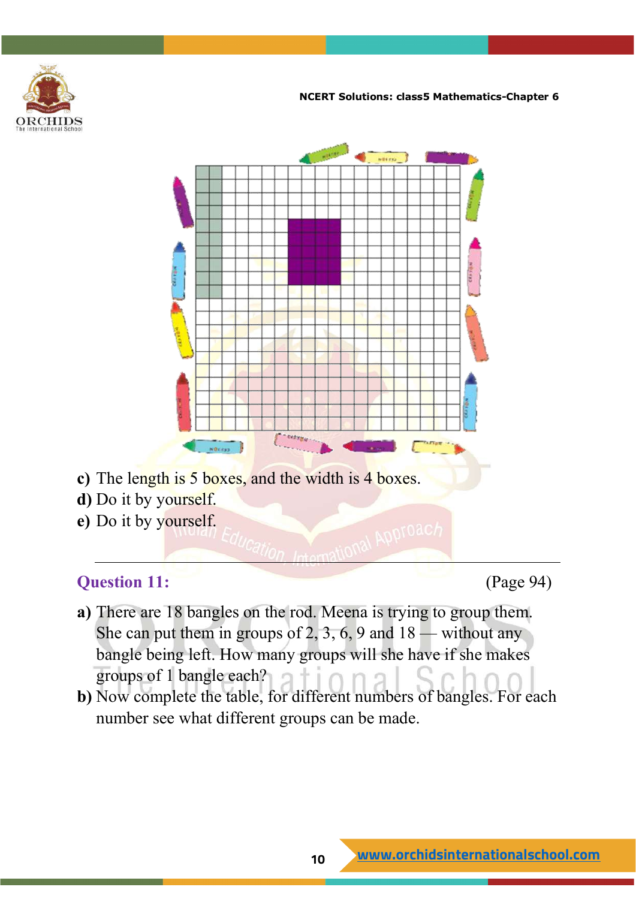c) The length is 5 boxes, and the width is 4 boxes.

d) Do it by yourself.

e) Do it by yourself.

---

**Question 11:** (Page 94)

a) There are 18 bangles on the rod. Meena is trying to group them. She can put them in groups of 2, 3, 6, 9 and 18 — without any bangle being left. How many groups will she have if she makes groups of 1 bangle each?

b) Now complete the table, for different numbers of bangles. For each number see what different groups can be made.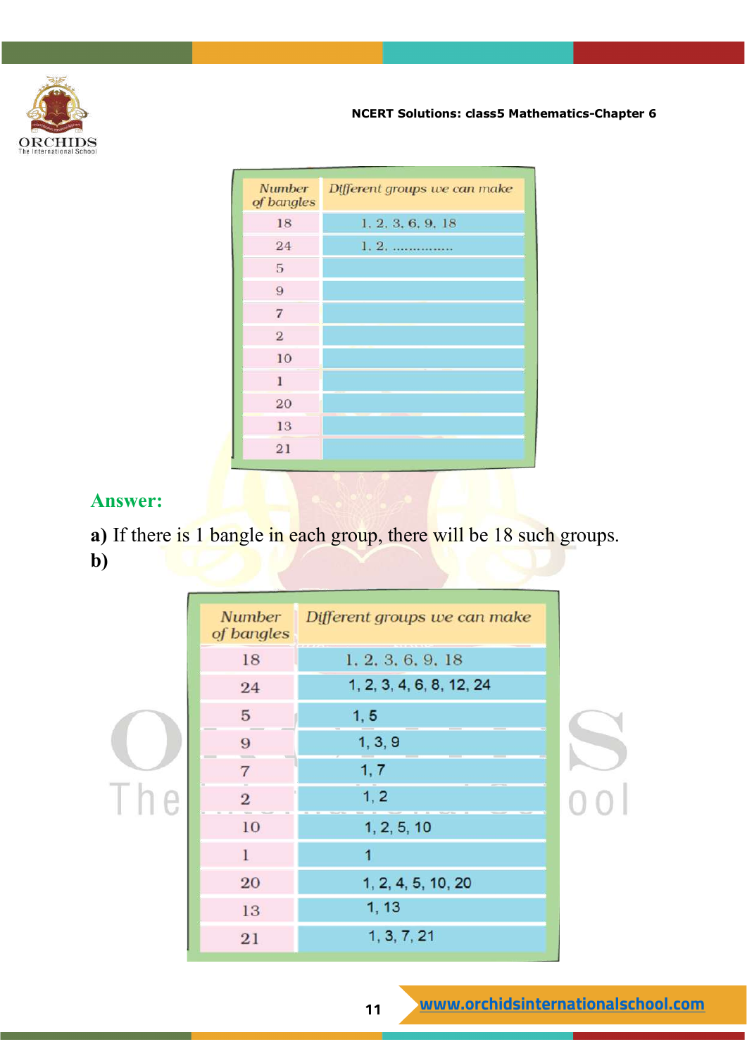| Number of bangles | Different groups we can make |
|---|---|
| 18 | 1, 2, 3, 6, 9, 18 |
| 24 | 1, 2, ............... |
| 5 | |
| 9 | |
| 7 | |
| 2 | |
| 10 | |
| 1 | |
| 20 | |
| 13 | |
| 21 | |

**Answer:**

**a)** If there is 1 bangle in each group, there will be 18 such groups.

**b)**

| Number of bangles | Different groups we can make |
|---|---|
| 18 | 1, 2, 3, 6, 9, 18 |
| 24 | 1, 2, 3, 4, 6, 8, 12, 24 |
| 5 | 1, 5 |
| 9 | 1, 3, 9 |
| 7 | 1, 7 |
| 2 | 1, 2 |
| 10 | 1, 2, 5, 10 |
| 1 | 1 |
| 20 | 1, 2, 4, 5, 10, 20 |
| 13 | 1, 13 |
| 21 | 1, 3, 7, 21 |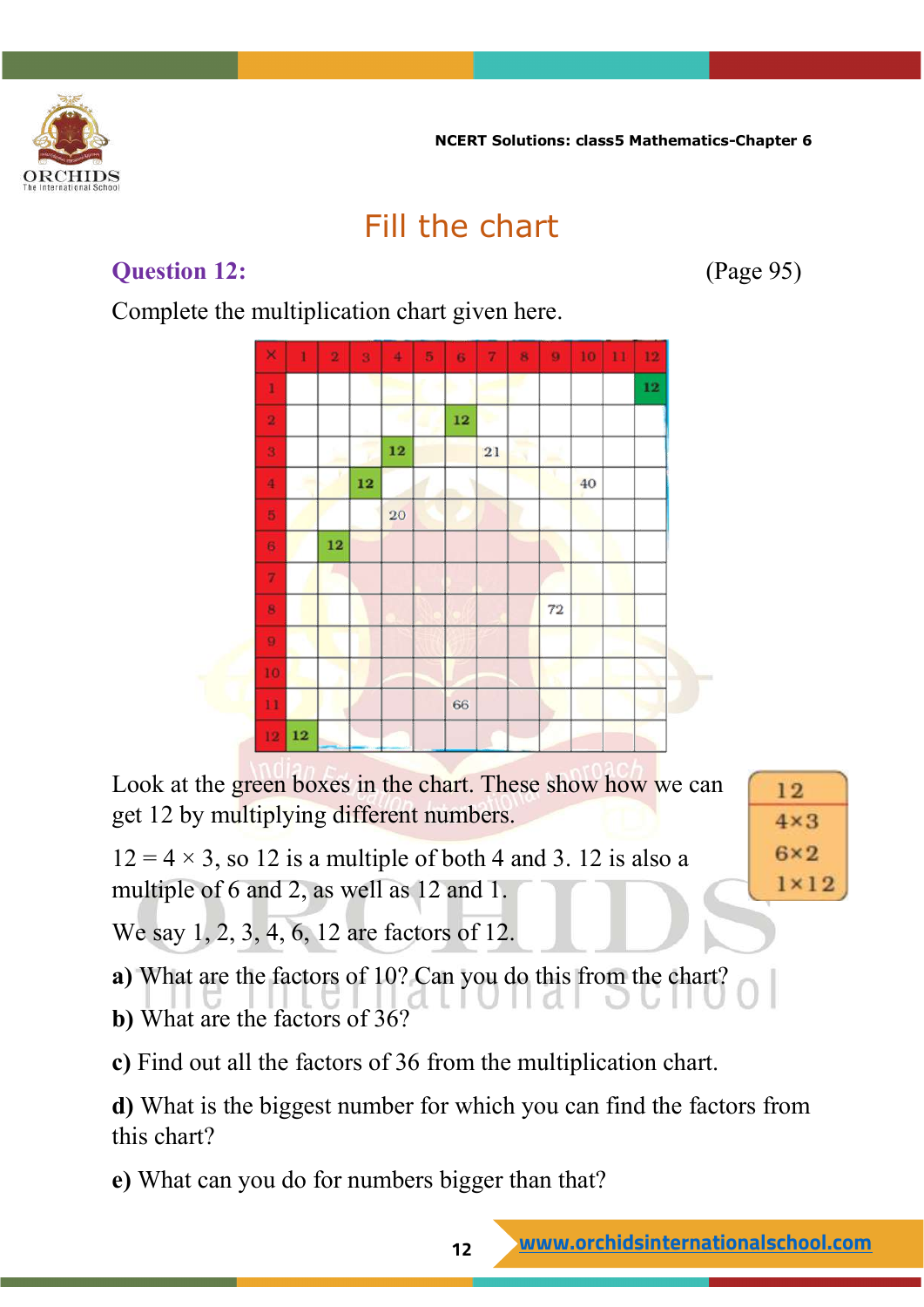## Fill the chart

**Question 12:** (Page 95)

Complete the multiplication chart given here.

| × | 1 | 2 | 3 | 4 | 5 | 6 | 7 | 8 | 9 | 10 | 11 | 12 |
|---|---|---|---|---|---|---|---|---|---|---|---|---|
| 1 | | | | | | | | | | | | 12 |
| 2 | | | | | | 12 | | | | | | |
| 3 | | | | 12 | | | 21 | | | | | |
| 4 | | | 12 | | | | | | | 40 | | |
| 5 | | | | 20 | | | | | | | | |
| 6 | | 12 | | | | | | | | | | |
| 7 | | | | | | | | | | | | |
| 8 | | | | | | | | | 72 | | | |
| 9 | | | | | | | | | | | | |
| 10 | | | | | | | | | | | | |
| 11 | | | | | | 66 | | | | | | |
| 12 | 12 | | | | | | | | | | | |

Look at the green boxes in the chart. These show how we can get 12 by multiplying different numbers.

| 12 |
|---|
| $4 \times 3$ |
| $6 \times 2$ |
| $1 \times 12$ |

$12 = 4 \times 3$, so 12 is a multiple of both 4 and 3. 12 is also a multiple of 6 and 2, as well as 12 and 1.

We say 1, 2, 3, 4, 6, 12 are factors of 12.

**a)** What are the factors of 10? Can you do this from the chart?

**b)** What are the factors of 36?

**c)** Find out all the factors of 36 from the multiplication chart.

**d)** What is the biggest number for which you can find the factors from this chart?

**e)** What can you do for numbers bigger than that?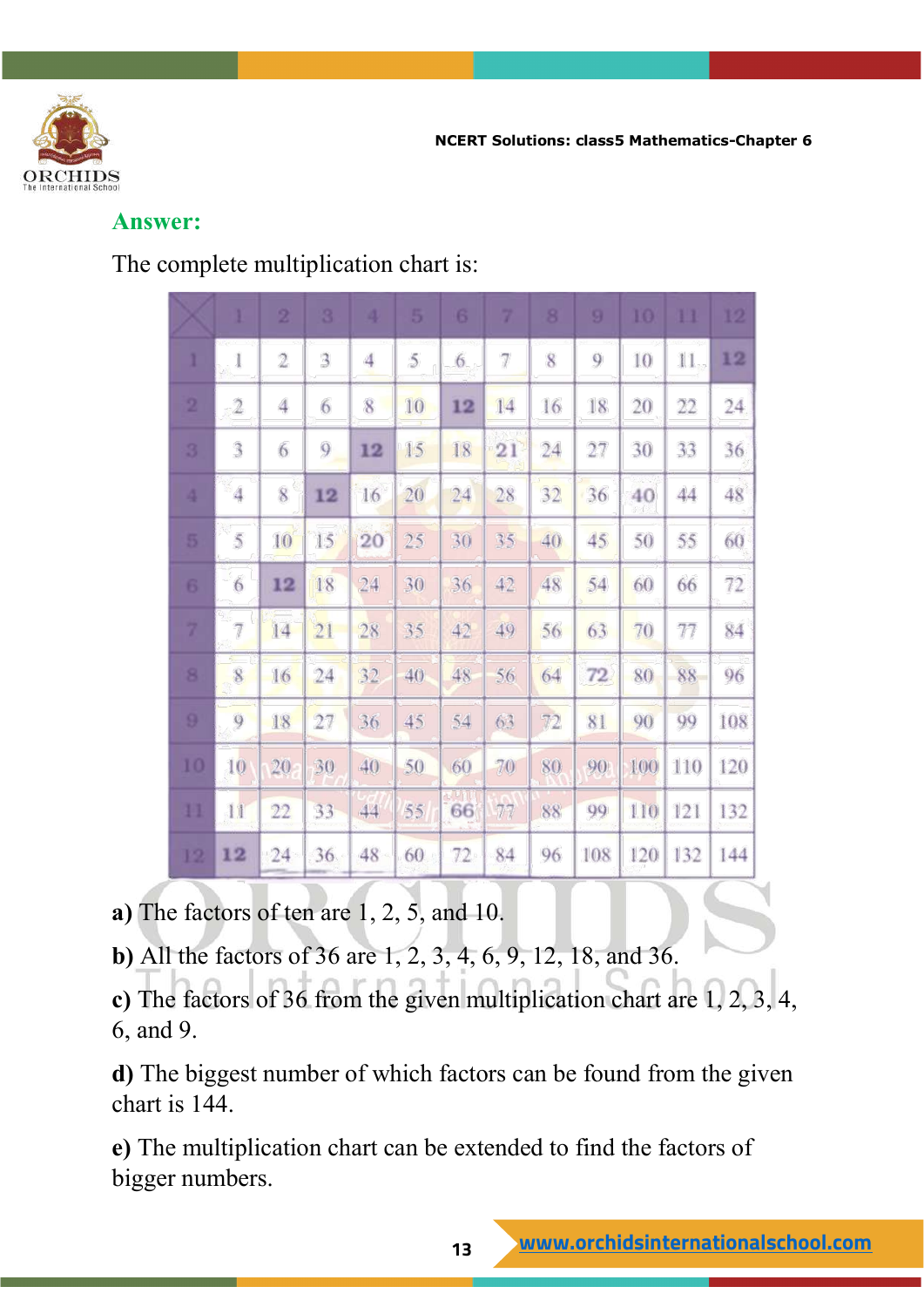**Answer:**

The complete multiplication chart is:

| × | 1 | 2 | 3 | 4 | 5 | 6 | 7 | 8 | 9 | 10 | 11 | 12 |
|---|---|---|---|---|---|---|---|---|---|---|---|---|
| 1 | 1 | 2 | 3 | 4 | 5 | 6 | 7 | 8 | 9 | 10 | 11 | **12** |
| 2 | 2 | 4 | 6 | 8 | 10 | **12** | 14 | 16 | 18 | 20 | 22 | 24 |
| 3 | 3 | 6 | 9 | **12** | 15 | 18 | 21 | 24 | 27 | 30 | 33 | 36 |
| 4 | 4 | 8 | **12** | 16 | 20 | 24 | 28 | 32 | 36 | 40 | 44 | 48 |
| 5 | 5 | 10 | 15 | 20 | 25 | 30 | 35 | 40 | 45 | 50 | 55 | 60 |
| 6 | 6 | **12** | 18 | 24 | 30 | 36 | 42 | 48 | 54 | 60 | 66 | 72 |
| 7 | 7 | 14 | 21 | 28 | 35 | 42 | 49 | 56 | 63 | 70 | 77 | 84 |
| 8 | 8 | 16 | 24 | 32 | 40 | 48 | 56 | 64 | 72 | 80 | 88 | 96 |
| 9 | 9 | 18 | 27 | 36 | 45 | 54 | 63 | 72 | 81 | 90 | 99 | 108 |
| 10 | 10 | 20 | 30 | 40 | 50 | 60 | 70 | 80 | 90 | 100 | 110 | 120 |
| 11 | 11 | 22 | 33 | 44 | 55 | 66 | 77 | 88 | 99 | 110 | 121 | 132 |
| 12 | **12** | 24 | 36 | 48 | 60 | 72 | 84 | 96 | 108 | 120 | 132 | 144 |

**a)** The factors of ten are 1, 2, 5, and 10.

**b)** All the factors of 36 are 1, 2, 3, 4, 6, 9, 12, 18, and 36.

**c)** The factors of 36 from the given multiplication chart are 1, 2, 3, 4, 6, and 9.

**d)** The biggest number of which factors can be found from the given chart is 144.

**e)** The multiplication chart can be extended to find the factors of bigger numbers.